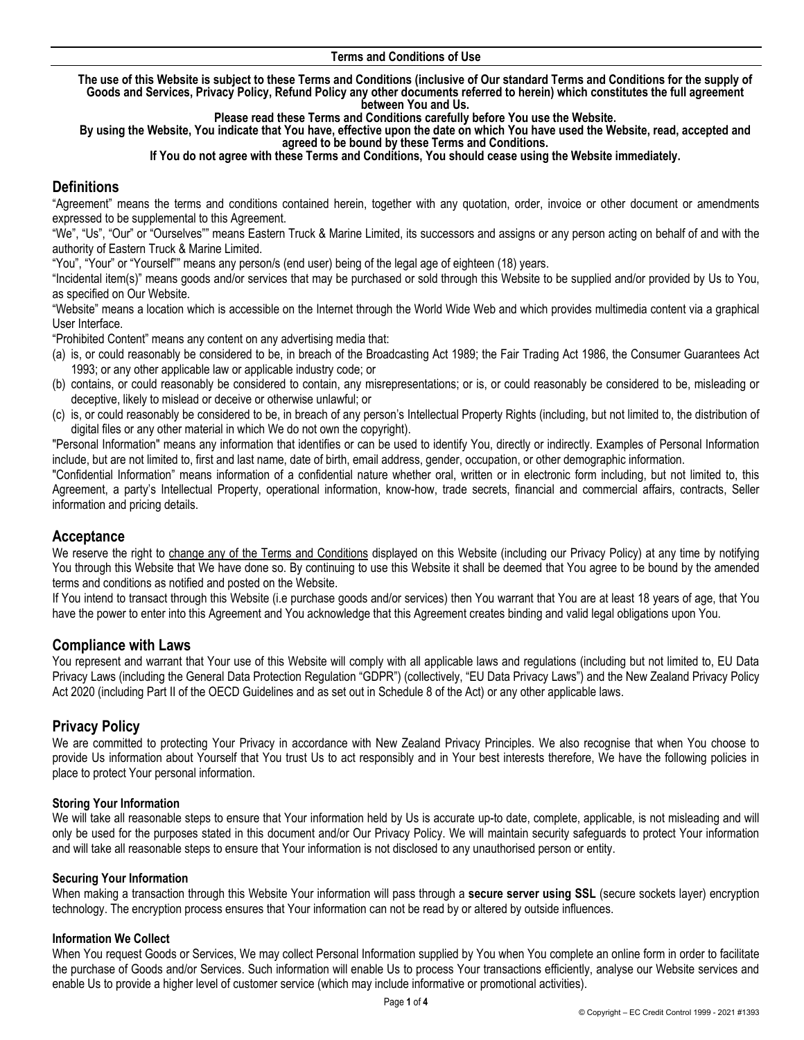# Terms and Conditions of Use

**The use of this Website is subject to these Terms and Conditions (inclusive of Our standard Terms and Conditions for the supply of Goods and Services, Privacy Policy, Refund Policy any other documents referred to herein) which constitutes the full agreement between You and Us.**

**Please read these Terms and Conditions carefully before You use the Website.**

**By using the Website, You indicate that You have, effective upon the date on which You have used the Website, read, accepted and agreed to be bound by these Terms and Conditions.**

**If You do not agree with these Terms and Conditions, You should cease using the Website immediately.**

## Definitions

"Agreement" means the terms and conditions contained herein, together with any quotation, order, invoice or other document or amendments expressed to be supplemental to this Agreement.

"We", "Us", "Our" or "Ourselves"" means Eastern Truck & Marine Limited, its successors and assigns or any person acting on behalf of and with the authority of Eastern Truck & Marine Limited.

"You", "Your" or "Yourself"" means any person/s (end user) being of the legal age of eighteen (18) years.

"Incidental item(s)" means goods and/or services that may be purchased or sold through this Website to be supplied and/or provided by Us to You, as specified on Our Website.

"Website" means a location which is accessible on the Internet through the World Wide Web and which provides multimedia content via a graphical User Interface.

"Prohibited Content" means any content on any advertising media that:

(a) is, or could reasonably be considered to be, in breach of the Broadcasting Act 1989; the Fair Trading Act 1986, the Consumer Guarantees Act 1993; or any other applicable law or applicable industry code; or
(b) contains, or could reasonably be considered to contain, any misrepresentations; or is, or could reasonably be considered to be, misleading or deceptive, likely to mislead or deceive or otherwise unlawful; or
(c) is, or could reasonably be considered to be, in breach of any person's Intellectual Property Rights (including, but not limited to, the distribution of digital files or any other material in which We do not own the copyright).

"Personal Information" means any information that identifies or can be used to identify You, directly or indirectly. Examples of Personal Information include, but are not limited to, first and last name, date of birth, email address, gender, occupation, or other demographic information.

"Confidential Information" means information of a confidential nature whether oral, written or in electronic form including, but not limited to, this Agreement, a party's Intellectual Property, operational information, know-how, trade secrets, financial and commercial affairs, contracts, Seller information and pricing details.

## Acceptance

We reserve the right to change any of the Terms and Conditions displayed on this Website (including our Privacy Policy) at any time by notifying You through this Website that We have done so. By continuing to use this Website it shall be deemed that You agree to be bound by the amended terms and conditions as notified and posted on the Website.

If You intend to transact through this Website (i.e purchase goods and/or services) then You warrant that You are at least 18 years of age, that You have the power to enter into this Agreement and You acknowledge that this Agreement creates binding and valid legal obligations upon You.

## Compliance with Laws

You represent and warrant that Your use of this Website will comply with all applicable laws and regulations (including but not limited to, EU Data Privacy Laws (including the General Data Protection Regulation "GDPR") (collectively, "EU Data Privacy Laws") and the New Zealand Privacy Policy Act 2020 (including Part II of the OECD Guidelines and as set out in Schedule 8 of the Act) or any other applicable laws.

## Privacy Policy

We are committed to protecting Your Privacy in accordance with New Zealand Privacy Principles. We also recognise that when You choose to provide Us information about Yourself that You trust Us to act responsibly and in Your best interests therefore, We have the following policies in place to protect Your personal information.

### Storing Your Information

We will take all reasonable steps to ensure that Your information held by Us is accurate up-to date, complete, applicable, is not misleading and will only be used for the purposes stated in this document and/or Our Privacy Policy. We will maintain security safeguards to protect Your information and will take all reasonable steps to ensure that Your information is not disclosed to any unauthorised person or entity.

### Securing Your Information

When making a transaction through this Website Your information will pass through a **secure server using SSL** (secure sockets layer) encryption technology. The encryption process ensures that Your information can not be read by or altered by outside influences.

### Information We Collect

When You request Goods or Services, We may collect Personal Information supplied by You when You complete an online form in order to facilitate the purchase of Goods and/or Services. Such information will enable Us to process Your transactions efficiently, analyse our Website services and enable Us to provide a higher level of customer service (which may include informative or promotional activities).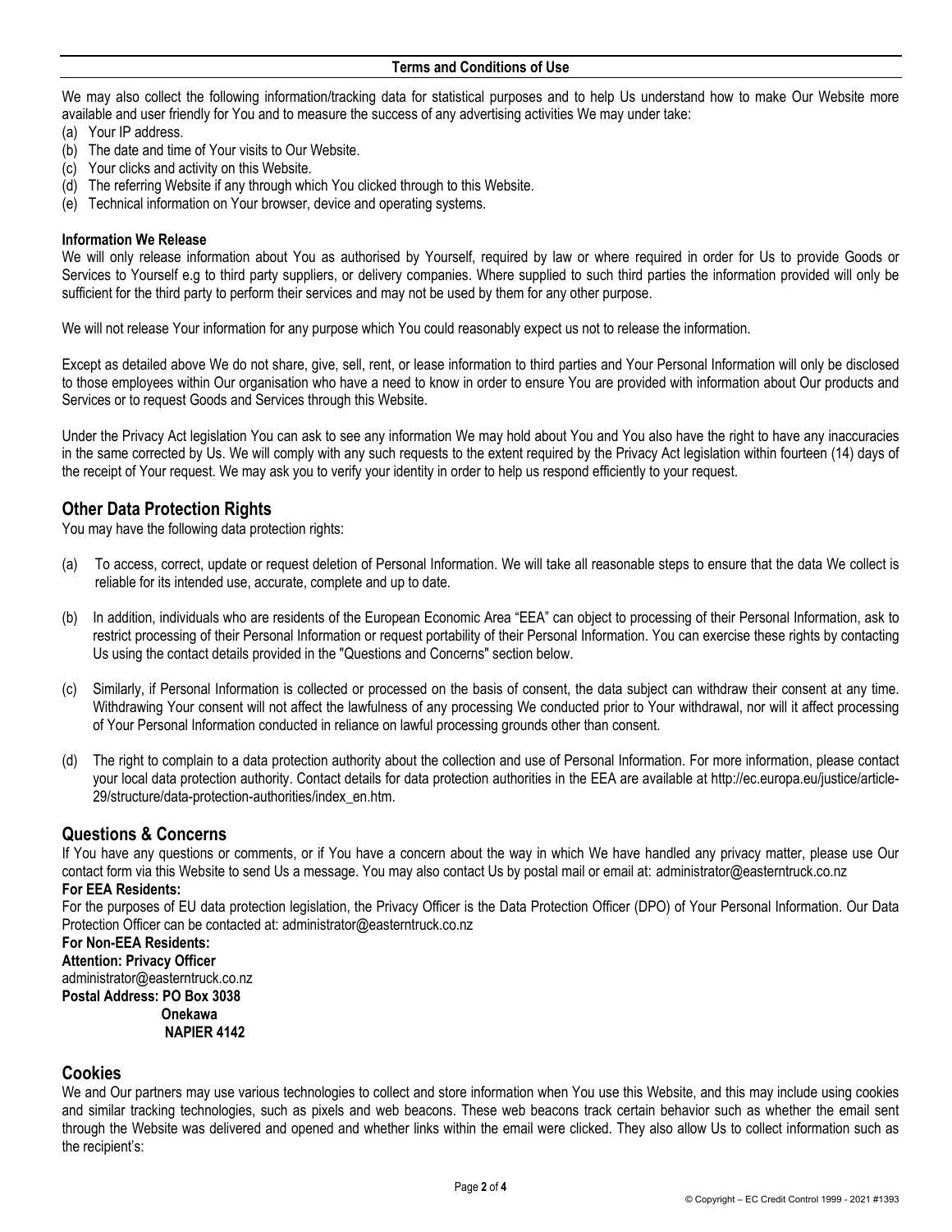We may also collect the following information/tracking data for statistical purposes and to help Us understand how to make Our Website more available and user friendly for You and to measure the success of any advertising activities We may under take:

(a) Your IP address.
(b) The date and time of Your visits to Our Website.
(c) Your clicks and activity on this Website.
(d) The referring Website if any through which You clicked through to this Website.
(e) Technical information on Your browser, device and operating systems.

**Information We Release**

We will only release information about You as authorised by Yourself, required by law or where required in order for Us to provide Goods or Services to Yourself e.g to third party suppliers, or delivery companies. Where supplied to such third parties the information provided will only be sufficient for the third party to perform their services and may not be used by them for any other purpose.

We will not release Your information for any purpose which You could reasonably expect us not to release the information.

Except as detailed above We do not share, give, sell, rent, or lease information to third parties and Your Personal Information will only be disclosed to those employees within Our organisation who have a need to know in order to ensure You are provided with information about Our products and Services or to request Goods and Services through this Website.

Under the Privacy Act legislation You can ask to see any information We may hold about You and You also have the right to have any inaccuracies in the same corrected by Us. We will comply with any such requests to the extent required by the Privacy Act legislation within fourteen (14) days of the receipt of Your request. We may ask you to verify your identity in order to help us respond efficiently to your request.

## Other Data Protection Rights

You may have the following data protection rights:

(a) To access, correct, update or request deletion of Personal Information. We will take all reasonable steps to ensure that the data We collect is reliable for its intended use, accurate, complete and up to date.

(b) In addition, individuals who are residents of the European Economic Area "EEA" can object to processing of their Personal Information, ask to restrict processing of their Personal Information or request portability of their Personal Information. You can exercise these rights by contacting Us using the contact details provided in the "Questions and Concerns" section below.

(c) Similarly, if Personal Information is collected or processed on the basis of consent, the data subject can withdraw their consent at any time. Withdrawing Your consent will not affect the lawfulness of any processing We conducted prior to Your withdrawal, nor will it affect processing of Your Personal Information conducted in reliance on lawful processing grounds other than consent.

(d) The right to complain to a data protection authority about the collection and use of Personal Information. For more information, please contact your local data protection authority. Contact details for data protection authorities in the EEA are available at http://ec.europa.eu/justice/article-29/structure/data-protection-authorities/index_en.htm.

## Questions & Concerns

If You have any questions or comments, or if You have a concern about the way in which We have handled any privacy matter, please use Our contact form via this Website to send Us a message. You may also contact Us by postal mail or email at: administrator@easterntruck.co.nz

**For EEA Residents:**

For the purposes of EU data protection legislation, the Privacy Officer is the Data Protection Officer (DPO) of Your Personal Information. Our Data Protection Officer can be contacted at: administrator@easterntruck.co.nz

**For Non-EEA Residents:**
**Attention: Privacy Officer**
administrator@easterntruck.co.nz
**Postal Address: PO Box 3038**
**Onekawa**
**NAPIER 4142**

## Cookies

We and Our partners may use various technologies to collect and store information when You use this Website, and this may include using cookies and similar tracking technologies, such as pixels and web beacons. These web beacons track certain behavior such as whether the email sent through the Website was delivered and opened and whether links within the email were clicked. They also allow Us to collect information such as the recipient's: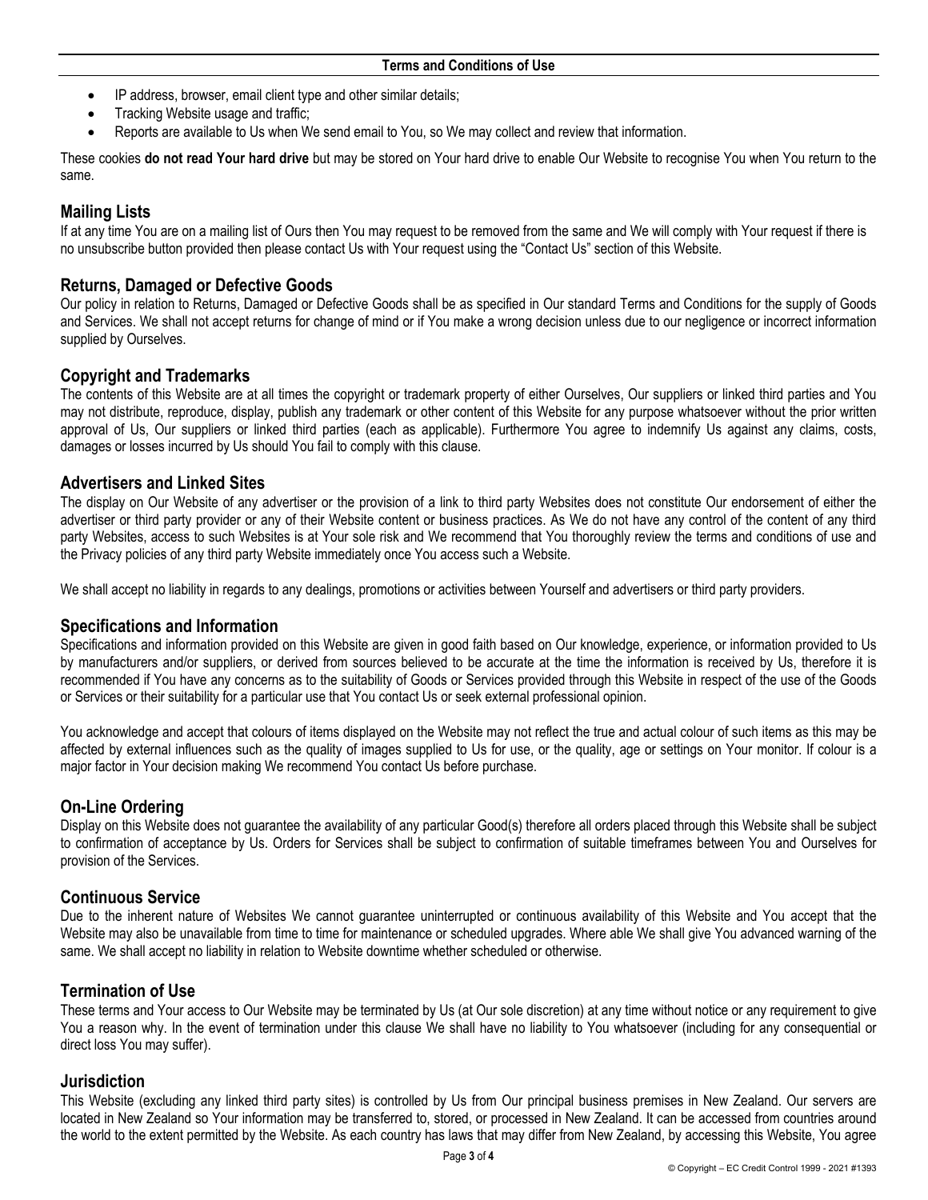- IP address, browser, email client type and other similar details;
- Tracking Website usage and traffic;
- Reports are available to Us when We send email to You, so We may collect and review that information.

These cookies **do not read Your hard drive** but may be stored on Your hard drive to enable Our Website to recognise You when You return to the same.

## Mailing Lists

If at any time You are on a mailing list of Ours then You may request to be removed from the same and We will comply with Your request if there is no unsubscribe button provided then please contact Us with Your request using the "Contact Us" section of this Website.

## Returns, Damaged or Defective Goods

Our policy in relation to Returns, Damaged or Defective Goods shall be as specified in Our standard Terms and Conditions for the supply of Goods and Services. We shall not accept returns for change of mind or if You make a wrong decision unless due to our negligence or incorrect information supplied by Ourselves.

## Copyright and Trademarks

The contents of this Website are at all times the copyright or trademark property of either Ourselves, Our suppliers or linked third parties and You may not distribute, reproduce, display, publish any trademark or other content of this Website for any purpose whatsoever without the prior written approval of Us, Our suppliers or linked third parties (each as applicable). Furthermore You agree to indemnify Us against any claims, costs, damages or losses incurred by Us should You fail to comply with this clause.

## Advertisers and Linked Sites

The display on Our Website of any advertiser or the provision of a link to third party Websites does not constitute Our endorsement of either the advertiser or third party provider or any of their Website content or business practices. As We do not have any control of the content of any third party Websites, access to such Websites is at Your sole risk and We recommend that You thoroughly review the terms and conditions of use and the Privacy policies of any third party Website immediately once You access such a Website.

We shall accept no liability in regards to any dealings, promotions or activities between Yourself and advertisers or third party providers.

## Specifications and Information

Specifications and information provided on this Website are given in good faith based on Our knowledge, experience, or information provided to Us by manufacturers and/or suppliers, or derived from sources believed to be accurate at the time the information is received by Us, therefore it is recommended if You have any concerns as to the suitability of Goods or Services provided through this Website in respect of the use of the Goods or Services or their suitability for a particular use that You contact Us or seek external professional opinion.

You acknowledge and accept that colours of items displayed on the Website may not reflect the true and actual colour of such items as this may be affected by external influences such as the quality of images supplied to Us for use, or the quality, age or settings on Your monitor. If colour is a major factor in Your decision making We recommend You contact Us before purchase.

## On-Line Ordering

Display on this Website does not guarantee the availability of any particular Good(s) therefore all orders placed through this Website shall be subject to confirmation of acceptance by Us. Orders for Services shall be subject to confirmation of suitable timeframes between You and Ourselves for provision of the Services.

## Continuous Service

Due to the inherent nature of Websites We cannot guarantee uninterrupted or continuous availability of this Website and You accept that the Website may also be unavailable from time to time for maintenance or scheduled upgrades. Where able We shall give You advanced warning of the same. We shall accept no liability in relation to Website downtime whether scheduled or otherwise.

## Termination of Use

These terms and Your access to Our Website may be terminated by Us (at Our sole discretion) at any time without notice or any requirement to give You a reason why. In the event of termination under this clause We shall have no liability to You whatsoever (including for any consequential or direct loss You may suffer).

## Jurisdiction

This Website (excluding any linked third party sites) is controlled by Us from Our principal business premises in New Zealand. Our servers are located in New Zealand so Your information may be transferred to, stored, or processed in New Zealand. It can be accessed from countries around the world to the extent permitted by the Website. As each country has laws that may differ from New Zealand, by accessing this Website, You agree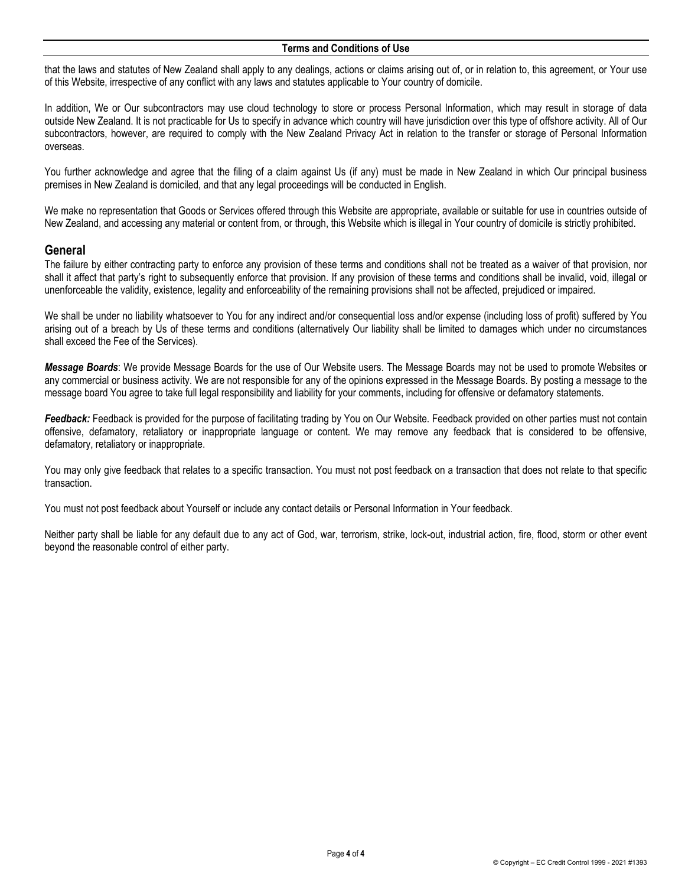that the laws and statutes of New Zealand shall apply to any dealings, actions or claims arising out of, or in relation to, this agreement, or Your use of this Website, irrespective of any conflict with any laws and statutes applicable to Your country of domicile.

In addition, We or Our subcontractors may use cloud technology to store or process Personal Information, which may result in storage of data outside New Zealand. It is not practicable for Us to specify in advance which country will have jurisdiction over this type of offshore activity. All of Our subcontractors, however, are required to comply with the New Zealand Privacy Act in relation to the transfer or storage of Personal Information overseas.

You further acknowledge and agree that the filing of a claim against Us (if any) must be made in New Zealand in which Our principal business premises in New Zealand is domiciled, and that any legal proceedings will be conducted in English.

We make no representation that Goods or Services offered through this Website are appropriate, available or suitable for use in countries outside of New Zealand, and accessing any material or content from, or through, this Website which is illegal in Your country of domicile is strictly prohibited.

## General

The failure by either contracting party to enforce any provision of these terms and conditions shall not be treated as a waiver of that provision, nor shall it affect that party's right to subsequently enforce that provision. If any provision of these terms and conditions shall be invalid, void, illegal or unenforceable the validity, existence, legality and enforceability of the remaining provisions shall not be affected, prejudiced or impaired.

We shall be under no liability whatsoever to You for any indirect and/or consequential loss and/or expense (including loss of profit) suffered by You arising out of a breach by Us of these terms and conditions (alternatively Our liability shall be limited to damages which under no circumstances shall exceed the Fee of the Services).

***Message Boards***: We provide Message Boards for the use of Our Website users. The Message Boards may not be used to promote Websites or any commercial or business activity. We are not responsible for any of the opinions expressed in the Message Boards. By posting a message to the message board You agree to take full legal responsibility and liability for your comments, including for offensive or defamatory statements.

***Feedback:*** Feedback is provided for the purpose of facilitating trading by You on Our Website. Feedback provided on other parties must not contain offensive, defamatory, retaliatory or inappropriate language or content. We may remove any feedback that is considered to be offensive, defamatory, retaliatory or inappropriate.

You may only give feedback that relates to a specific transaction. You must not post feedback on a transaction that does not relate to that specific transaction.

You must not post feedback about Yourself or include any contact details or Personal Information in Your feedback.

Neither party shall be liable for any default due to any act of God, war, terrorism, strike, lock-out, industrial action, fire, flood, storm or other event beyond the reasonable control of either party.